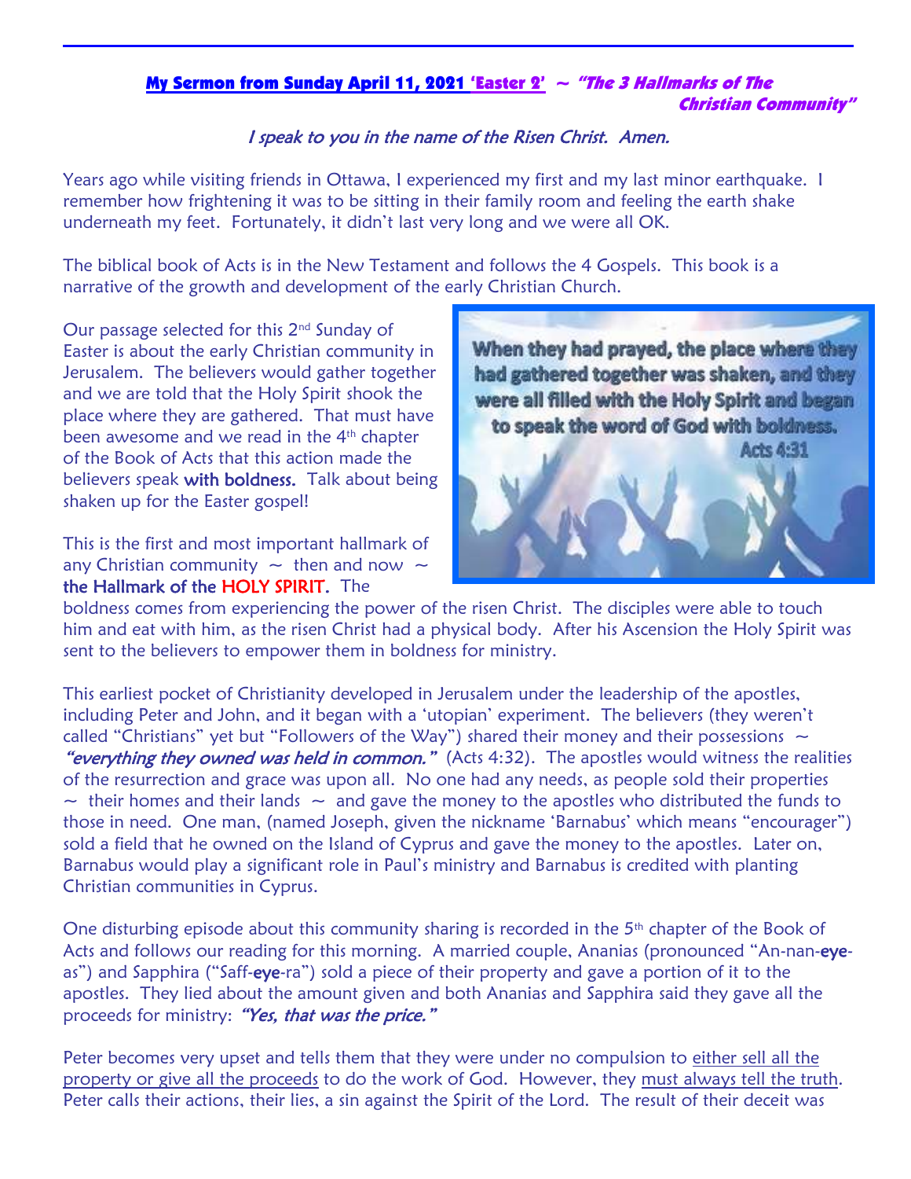## My Sermon from Sunday April 11, 2021 'Easter 2' ~ *"The 3 Hallmarks of The Christian Community"*

*I speak to you in the name of the Risen Christ. Amen.*

Years ago while visiting friends in Ottawa, I experienced my first and my last minor earthquake. I remember how frightening it was to be sitting in their family room and feeling the earth shake underneath my feet. Fortunately, it didn't last very long and we were all OK.

The biblical book of Acts is in the New Testament and follows the 4 Gospels. This book is a narrative of the growth and development of the early Christian Church.

Our passage selected for this 2nd Sunday of Easter is about the early Christian community in Jerusalem. The believers would gather together and we are told that the Holy Spirit shook the place where they are gathered. That must have been awesome and we read in the 4th chapter of the Book of Acts that this action made the believers speak **with boldness.** Talk about being shaken up for the Easter gospel!

When they had prayed, the place where they had gathered together was shaken, and they were all filled with the Holy Spirit and began to speak the word of God with boldness.
Acts 4:31

This is the first and most important hallmark of any Christian community ~ then and now ~ **the Hallmark of the HOLY SPIRIT.** The boldness comes from experiencing the power of the risen Christ. The disciples were able to touch him and eat with him, as the risen Christ had a physical body. After his Ascension the Holy Spirit was sent to the believers to empower them in boldness for ministry.

This earliest pocket of Christianity developed in Jerusalem under the leadership of the apostles, including Peter and John, and it began with a 'utopian' experiment. The believers (they weren't called "Christians" yet but "Followers of the Way") shared their money and their possessions ~ *"everything they owned was held in common."* (Acts 4:32). The apostles would witness the realities of the resurrection and grace was upon all. No one had any needs, as people sold their properties ~ their homes and their lands ~ and gave the money to the apostles who distributed the funds to those in need. One man, (named Joseph, given the nickname 'Barnabus' which means "encourager") sold a field that he owned on the Island of Cyprus and gave the money to the apostles. Later on, Barnabus would play a significant role in Paul's ministry and Barnabus is credited with planting Christian communities in Cyprus.

One disturbing episode about this community sharing is recorded in the 5th chapter of the Book of Acts and follows our reading for this morning. A married couple, Ananias (pronounced "An-nan-**eye**-as") and Sapphira ("Saff-**eye**-ra") sold a piece of their property and gave a portion of it to the apostles. They lied about the amount given and both Ananias and Sapphira said they gave all the proceeds for ministry: *"Yes, that was the price."*

Peter becomes very upset and tells them that they were under no compulsion to <u>either sell all the property or give all the proceeds</u> to do the work of God. However, they <u>must always tell the truth</u>. Peter calls their actions, their lies, a sin against the Spirit of the Lord. The result of their deceit was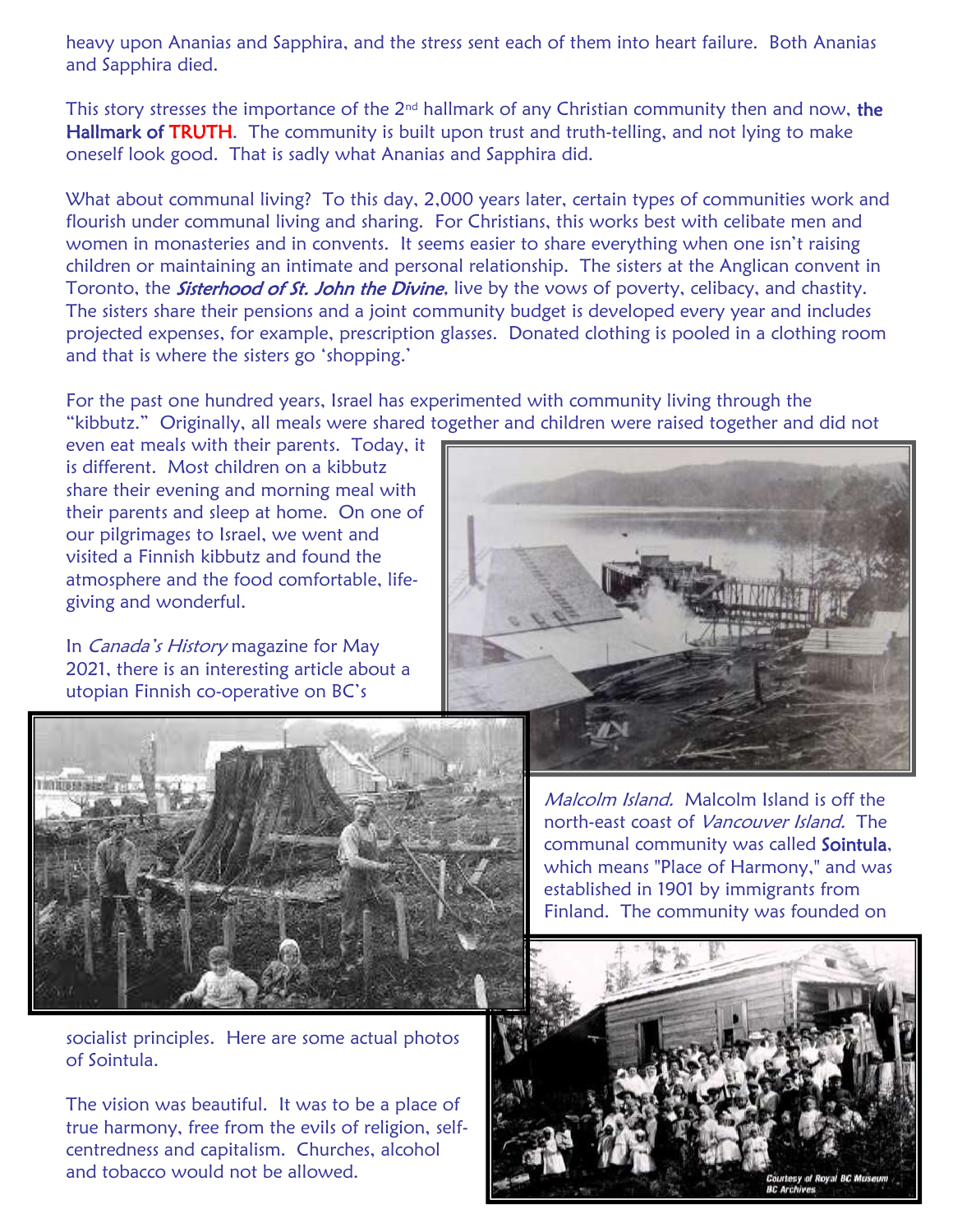heavy upon Ananias and Sapphira, and the stress sent each of them into heart failure. Both Ananias and Sapphira died.

This story stresses the importance of the 2nd hallmark of any Christian community then and now, **the Hallmark of TRUTH**. The community is built upon trust and truth-telling, and not lying to make oneself look good. That is sadly what Ananias and Sapphira did.

What about communal living? To this day, 2,000 years later, certain types of communities work and flourish under communal living and sharing. For Christians, this works best with celibate men and women in monasteries and in convents. It seems easier to share everything when one isn't raising children or maintaining an intimate and personal relationship. The sisters at the Anglican convent in Toronto, the *Sisterhood of St. John the Divine*, live by the vows of poverty, celibacy, and chastity. The sisters share their pensions and a joint community budget is developed every year and includes projected expenses, for example, prescription glasses. Donated clothing is pooled in a clothing room and that is where the sisters go 'shopping.'

For the past one hundred years, Israel has experimented with community living through the "kibbutz." Originally, all meals were shared together and children were raised together and did not even eat meals with their parents. Today, it is different. Most children on a kibbutz share their evening and morning meal with their parents and sleep at home. On one of our pilgrimages to Israel, we went and visited a Finnish kibbutz and found the atmosphere and the food comfortable, life-giving and wonderful.

In *Canada's History* magazine for May 2021, there is an interesting article about a utopian Finnish co-operative on BC's *Malcolm Island.* Malcolm Island is off the north-east coast of *Vancouver Island.* The communal community was called **Sointula**, which means "Place of Harmony," and was established in 1901 by immigrants from Finland. The community was founded on socialist principles. Here are some actual photos of Sointula.

The vision was beautiful. It was to be a place of true harmony, free from the evils of religion, self-centredness and capitalism. Churches, alcohol and tobacco would not be allowed.

Courtesy of Royal BC Museum BC Archives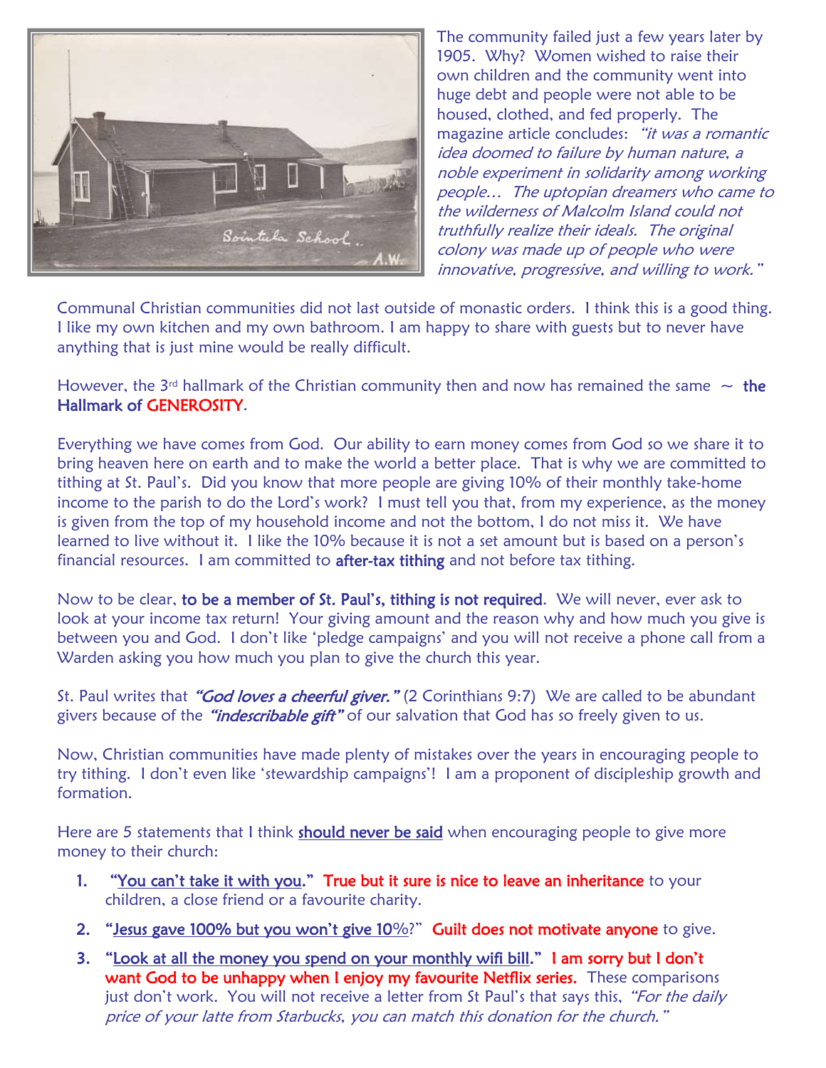The community failed just a few years later by 1905. Why? Women wished to raise their own children and the community went into huge debt and people were not able to be housed, clothed, and fed properly. The magazine article concludes: *"it was a romantic idea doomed to failure by human nature, a noble experiment in solidarity among working people… The uptopian dreamers who came to the wilderness of Malcolm Island could not truthfully realize their ideals. The original colony was made up of people who were innovative, progressive, and willing to work."*

Communal Christian communities did not last outside of monastic orders. I think this is a good thing. I like my own kitchen and my own bathroom. I am happy to share with guests but to never have anything that is just mine would be really difficult.

However, the 3rd hallmark of the Christian community then and now has remained the same ~ **the Hallmark of GENEROSITY**.

Everything we have comes from God. Our ability to earn money comes from God so we share it to bring heaven here on earth and to make the world a better place. That is why we are committed to tithing at St. Paul's. Did you know that more people are giving 10% of their monthly take-home income to the parish to do the Lord's work? I must tell you that, from my experience, as the money is given from the top of my household income and not the bottom, I do not miss it. We have learned to live without it. I like the 10% because it is not a set amount but is based on a person's financial resources. I am committed to **after-tax tithing** and not before tax tithing.

Now to be clear, **to be a member of St. Paul's, tithing is not required**. We will never, ever ask to look at your income tax return! Your giving amount and the reason why and how much you give is between you and God. I don't like 'pledge campaigns' and you will not receive a phone call from a Warden asking you how much you plan to give the church this year.

St. Paul writes that ***"God loves a cheerful giver."*** (2 Corinthians 9:7) We are called to be abundant givers because of the ***"indescribable gift"*** of our salvation that God has so freely given to us.

Now, Christian communities have made plenty of mistakes over the years in encouraging people to try tithing. I don't even like 'stewardship campaigns'! I am a proponent of discipleship growth and formation.

Here are 5 statements that I think **should never be said** when encouraging people to give more money to their church:

1. **"You can't take it with you." True but it sure is nice to leave an inheritance** to your children, a close friend or a favourite charity.
2. **"Jesus gave 100% but you won't give 10%?" Guilt does not motivate anyone** to give.
3. **"Look at all the money you spend on your monthly wifi bill." I am sorry but I don't want God to be unhappy when I enjoy my favourite Netflix series.** These comparisons just don't work. You will not receive a letter from St Paul's that says this, *"For the daily price of your latte from Starbucks, you can match this donation for the church."*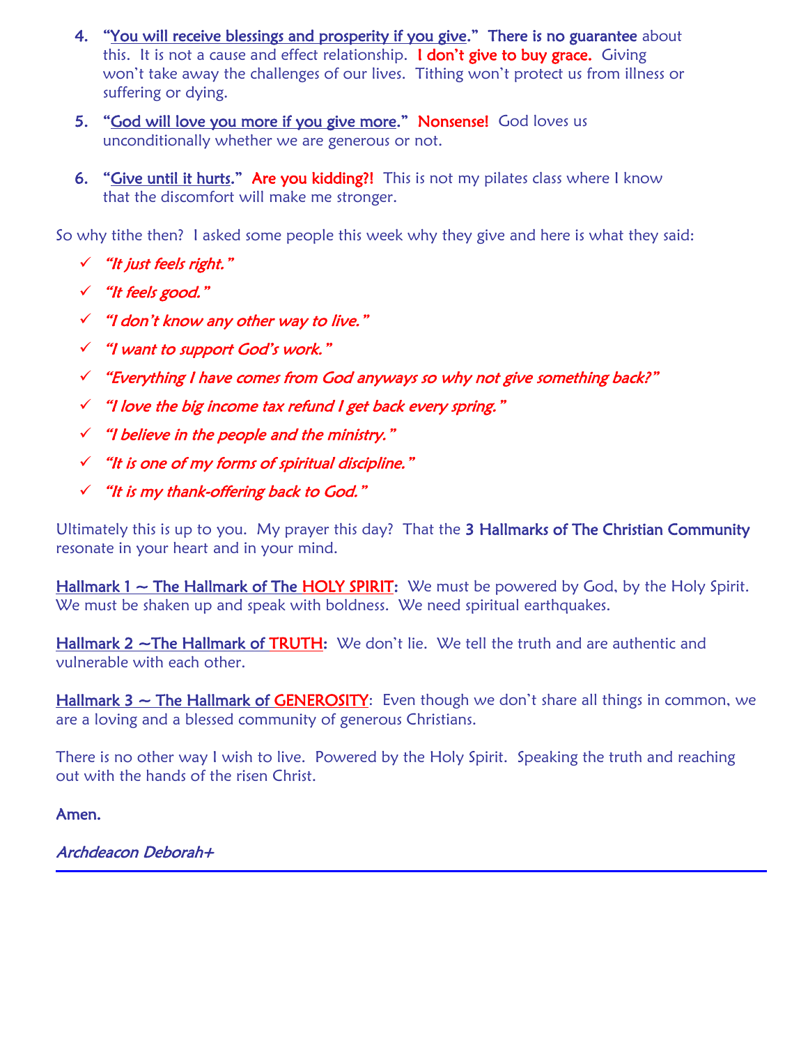4. "<u>You will receive blessings and prosperity if you give</u>." **There is no guarantee** about this. It is not a cause and effect relationship. **I don't give to buy grace.** Giving won't take away the challenges of our lives. Tithing won't protect us from illness or suffering or dying.

5. "<u>God will love you more if you give more</u>." **Nonsense!** God loves us unconditionally whether we are generous or not.

6. "<u>Give until it hurts</u>." **Are you kidding?!** This is not my pilates class where I know that the discomfort will make me stronger.

So why tithe then? I asked some people this week why they give and here is what they said:

- ✓ *"It just feels right."*
- ✓ *"It feels good."*
- ✓ *"I don't know any other way to live."*
- ✓ *"I want to support God's work."*
- ✓ *"Everything I have comes from God anyways so why not give something back?"*
- ✓ *"I love the big income tax refund I get back every spring."*
- ✓ *"I believe in the people and the ministry."*
- ✓ *"It is one of my forms of spiritual discipline."*
- ✓ *"It is my thank-offering back to God."*

Ultimately this is up to you. My prayer this day? That the **3 Hallmarks of The Christian Community** resonate in your heart and in your mind.

**<u>Hallmark 1 ~ The Hallmark of The HOLY SPIRIT</u>:** We must be powered by God, by the Holy Spirit. We must be shaken up and speak with boldness. We need spiritual earthquakes.

**<u>Hallmark 2 ~The Hallmark of TRUTH</u>:** We don't lie. We tell the truth and are authentic and vulnerable with each other.

**<u>Hallmark 3 ~ The Hallmark of GENEROSITY</u>**: Even though we don't share all things in common, we are a loving and a blessed community of generous Christians.

There is no other way I wish to live. Powered by the Holy Spirit. Speaking the truth and reaching out with the hands of the risen Christ.

**Amen.**

***Archdeacon Deborah+***